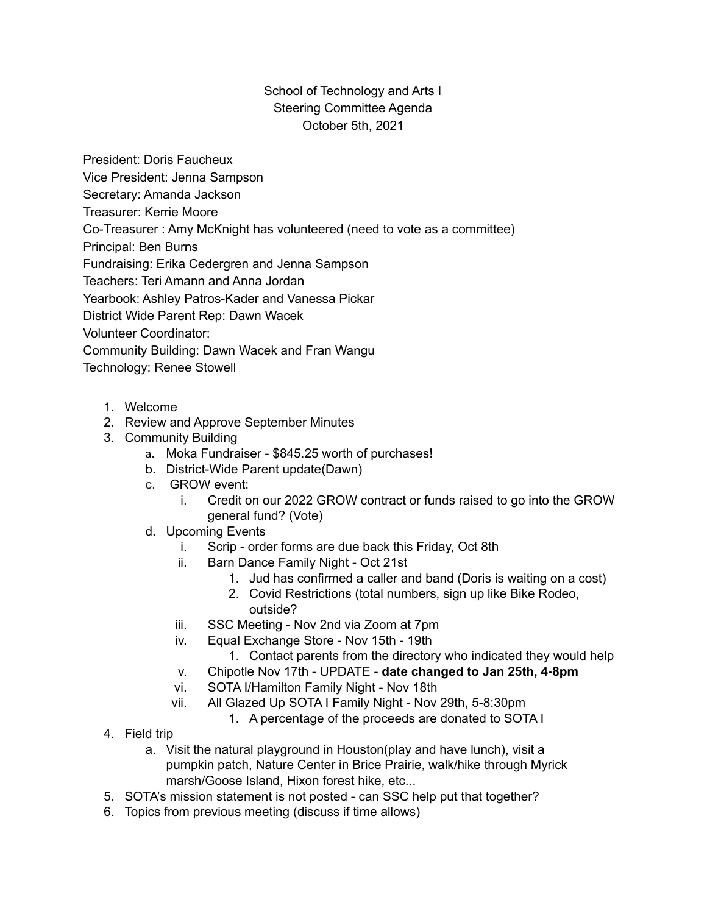School of Technology and Arts I
Steering Committee Agenda
October 5th, 2021

President: Doris Faucheux
Vice President: Jenna Sampson
Secretary: Amanda Jackson
Treasurer: Kerrie Moore
Co-Treasurer : Amy McKnight has volunteered (need to vote as a committee)
Principal: Ben Burns
Fundraising: Erika Cedergren and Jenna Sampson
Teachers: Teri Amann and Anna Jordan
Yearbook: Ashley Patros-Kader and Vanessa Pickar
District Wide Parent Rep: Dawn Wacek
Volunteer Coordinator:
Community Building: Dawn Wacek and Fran Wangu
Technology: Renee Stowell

1. Welcome
2. Review and Approve September Minutes
3. Community Building
   a. Moka Fundraiser - $845.25 worth of purchases!
   b. District-Wide Parent update(Dawn)
   c. GROW event:
      i. Credit on our 2022 GROW contract or funds raised to go into the GROW general fund? (Vote)
   d. Upcoming Events
      i. Scrip - order forms are due back this Friday, Oct 8th
      ii. Barn Dance Family Night - Oct 21st
         1. Jud has confirmed a caller and band (Doris is waiting on a cost)
         2. Covid Restrictions (total numbers, sign up like Bike Rodeo, outside?
      iii. SSC Meeting - Nov 2nd via Zoom at 7pm
      iv. Equal Exchange Store - Nov 15th - 19th
         1. Contact parents from the directory who indicated they would help
      v. Chipotle Nov 17th - UPDATE - **date changed to Jan 25th, 4-8pm**
      vi. SOTA I/Hamilton Family Night - Nov 18th
      vii. All Glazed Up SOTA I Family Night - Nov 29th, 5-8:30pm
         1. A percentage of the proceeds are donated to SOTA I
4. Field trip
   a. Visit the natural playground in Houston(play and have lunch), visit a pumpkin patch, Nature Center in Brice Prairie, walk/hike through Myrick marsh/Goose Island, Hixon forest hike, etc...
5. SOTA's mission statement is not posted - can SSC help put that together?
6. Topics from previous meeting (discuss if time allows)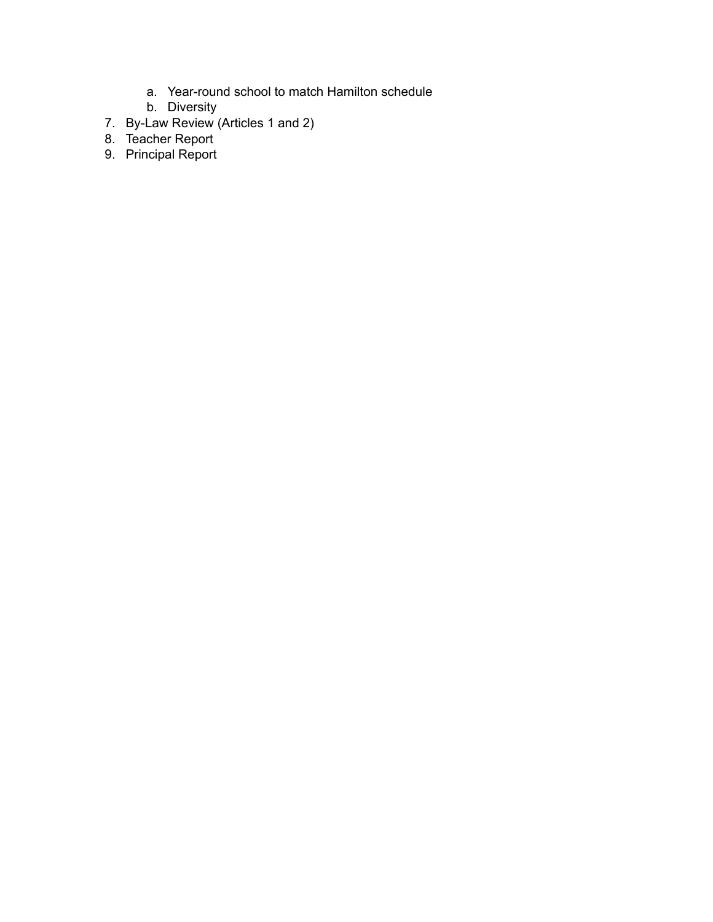a. Year-round school to match Hamilton schedule
   b. Diversity
7. By-Law Review (Articles 1 and 2)
8. Teacher Report
9. Principal Report